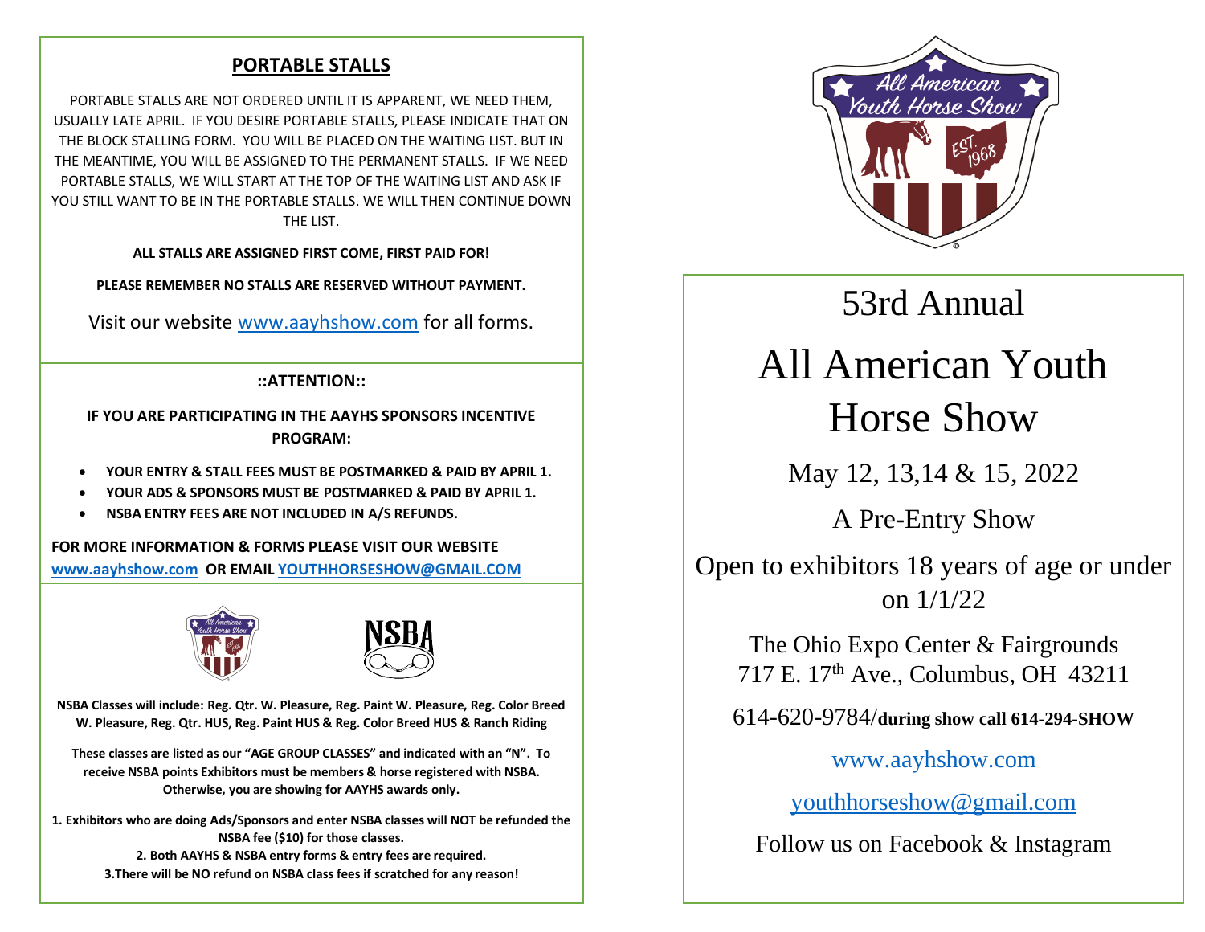## PORTABLE STALLS

PORTABLE STALLS ARE NOT ORDERED UNTIL IT IS APPARENT, WE NEED THEM, USUALLY LATE APRIL. IF YOU DESIRE PORTABLE STALLS, PLEASE INDICATE THAT ON THE BLOCK STALLING FORM. YOU WILL BE PLACED ON THE WAITING LIST. BUT IN THE MEANTIME, YOU WILL BE ASSIGNED TO THE PERMANENT STALLS. IF WE NEED PORTABLE STALLS, WE WILL START AT THE TOP OF THE WAITING LIST AND ASK IF YOU STILL WANT TO BE IN THE PORTABLE STALLS. WE WILL THEN CONTINUE DOWN THE LIST.

**ALL STALLS ARE ASSIGNED FIRST COME, FIRST PAID FOR!**

**PLEASE REMEMBER NO STALLS ARE RESERVED WITHOUT PAYMENT.**

Visit our website www.aayhshow.com for all forms.

**::ATTENTION::**

**IF YOU ARE PARTICIPATING IN THE AAYHS SPONSORS INCENTIVE PROGRAM:**

- **YOUR ENTRY & STALL FEES MUST BE POSTMARKED & PAID BY APRIL 1.**
- **YOUR ADS & SPONSORS MUST BE POSTMARKED & PAID BY APRIL 1.**
- **NSBA ENTRY FEES ARE NOT INCLUDED IN A/S REFUNDS.**

**FOR MORE INFORMATION & FORMS PLEASE VISIT OUR WEBSITE www.aayhshow.com OR EMAIL YOUTHHORSESHOW@GMAIL.COM**

**NSBA Classes will include: Reg. Qtr. W. Pleasure, Reg. Paint W. Pleasure, Reg. Color Breed W. Pleasure, Reg. Qtr. HUS, Reg. Paint HUS & Reg. Color Breed HUS & Ranch Riding**

**These classes are listed as our "AGE GROUP CLASSES" and indicated with an "N". To receive NSBA points Exhibitors must be members & horse registered with NSBA. Otherwise, you are showing for AAYHS awards only.**

**1. Exhibitors who are doing Ads/Sponsors and enter NSBA classes will NOT be refunded the NSBA fee ($10) for those classes.**
**2. Both AAYHS & NSBA entry forms & entry fees are required.**
**3.There will be NO refund on NSBA class fees if scratched for any reason!**

# 53rd Annual

# All American Youth Horse Show

May 12, 13,14 & 15, 2022

A Pre-Entry Show

Open to exhibitors 18 years of age or under on 1/1/22

The Ohio Expo Center & Fairgrounds
717 E. 17th Ave., Columbus, OH 43211

614-620-9784/**during show call 614-294-SHOW**

www.aayhshow.com

youthhorseshow@gmail.com

Follow us on Facebook & Instagram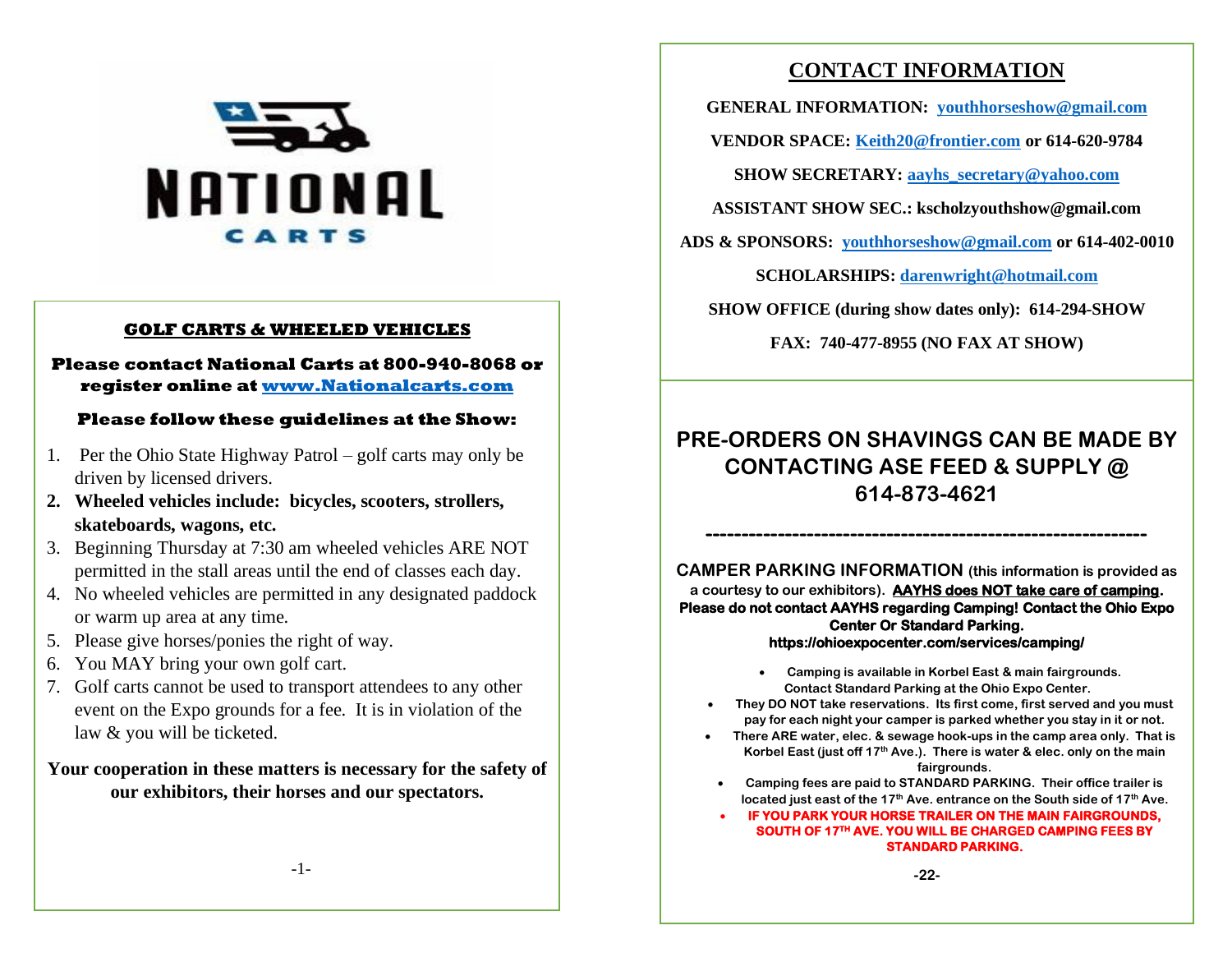NATIONAL CARTS

## GOLF CARTS & WHEELED VEHICLES

**Please contact National Carts at 800-940-8068 or register online at [www.Nationalcarts.com](http://www.Nationalcarts.com)**

**Please follow these guidelines at the Show:**

1. Per the Ohio State Highway Patrol – golf carts may only be driven by licensed drivers.
2. **Wheeled vehicles include: bicycles, scooters, strollers, skateboards, wagons, etc.**
3. Beginning Thursday at 7:30 am wheeled vehicles ARE NOT permitted in the stall areas until the end of classes each day.
4. No wheeled vehicles are permitted in any designated paddock or warm up area at any time.
5. Please give horses/ponies the right of way.
6. You MAY bring your own golf cart.
7. Golf carts cannot be used to transport attendees to any other event on the Expo grounds for a fee. It is in violation of the law & you will be ticketed.

**Your cooperation in these matters is necessary for the safety of our exhibitors, their horses and our spectators.**

## CONTACT INFORMATION

**GENERAL INFORMATION: youthhorseshow@gmail.com**

**VENDOR SPACE: Keith20@frontier.com or 614-620-9784**

**SHOW SECRETARY: aayhs_secretary@yahoo.com**

**ASSISTANT SHOW SEC.: kscholzyouthshow@gmail.com**

**ADS & SPONSORS: youthhorseshow@gmail.com or 614-402-0010**

**SCHOLARSHIPS: darenwright@hotmail.com**

**SHOW OFFICE (during show dates only): 614-294-SHOW**

**FAX: 740-477-8955 (NO FAX AT SHOW)**

## PRE-ORDERS ON SHAVINGS CAN BE MADE BY CONTACTING ASE FEED & SUPPLY @ 614-873-4621

---

**CAMPER PARKING INFORMATION** (this information is provided as a courtesy to our exhibitors). **AAYHS does NOT take care of camping. Please do not contact AAYHS regarding Camping! Contact the Ohio Expo Center Or Standard Parking.**
**https://ohioexpocenter.com/services/camping/**

- Camping is available in Korbel East & main fairgrounds. Contact Standard Parking at the Ohio Expo Center.
- They DO NOT take reservations. Its first come, first served and you must pay for each night your camper is parked whether you stay in it or not.
- There ARE water, elec. & sewage hook-ups in the camp area only. That is Korbel East (just off 17th Ave.). There is water & elec. only on the main fairgrounds.
- Camping fees are paid to STANDARD PARKING. Their office trailer is located just east of the 17th Ave. entrance on the South side of 17th Ave.
- **IF YOU PARK YOUR HORSE TRAILER ON THE MAIN FAIRGROUNDS, SOUTH OF 17TH AVE. YOU WILL BE CHARGED CAMPING FEES BY STANDARD PARKING.**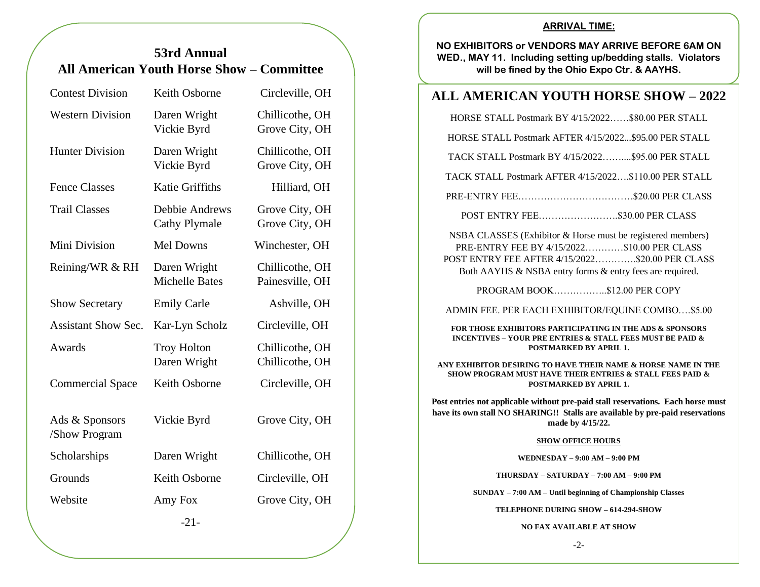## 53rd Annual
## All American Youth Horse Show – Committee

| | | |
|---|---|---|
| Contest Division | Keith Osborne | Circleville, OH |
| Western Division | Daren Wright<br>Vickie Byrd | Chillicothe, OH<br>Grove City, OH |
| Hunter Division | Daren Wright<br>Vickie Byrd | Chillicothe, OH<br>Grove City, OH |
| Fence Classes | Katie Griffiths | Hilliard, OH |
| Trail Classes | Debbie Andrews<br>Cathy Plymale | Grove City, OH<br>Grove City, OH |
| Mini Division | Mel Downs | Winchester, OH |
| Reining/WR & RH | Daren Wright<br>Michelle Bates | Chillicothe, OH<br>Painesville, OH |
| Show Secretary | Emily Carle | Ashville, OH |
| Assistant Show Sec. | Kar-Lyn Scholz | Circleville, OH |
| Awards | Troy Holton<br>Daren Wright | Chillicothe, OH<br>Chillicothe, OH |
| Commercial Space | Keith Osborne | Circleville, OH |
| Ads & Sponsors /Show Program | Vickie Byrd | Grove City, OH |
| Scholarships | Daren Wright | Chillicothe, OH |
| Grounds | Keith Osborne | Circleville, OH |
| Website | Amy Fox | Grove City, OH |

**ARRIVAL TIME:**

**NO EXHIBITORS or VENDORS MAY ARRIVE BEFORE 6AM ON WED., MAY 11. Including setting up/bedding stalls. Violators will be fined by the Ohio Expo Ctr. & AAYHS.**

## ALL AMERICAN YOUTH HORSE SHOW – 2022

HORSE STALL Postmark BY 4/15/2022……$80.00 PER STALL

HORSE STALL Postmark AFTER 4/15/2022...$95.00 PER STALL

TACK STALL Postmark BY 4/15/2022……....$95.00 PER STALL

TACK STALL Postmark AFTER 4/15/2022….$110.00 PER STALL

PRE-ENTRY FEE………………………………$20.00 PER CLASS

POST ENTRY FEE……………………..$30.00 PER CLASS

NSBA CLASSES (Exhibitor & Horse must be registered members)
PRE-ENTRY FEE BY 4/15/2022…………$10.00 PER CLASS
POST ENTRY FEE AFTER 4/15/2022………….$20.00 PER CLASS
Both AAYHS & NSBA entry forms & entry fees are required.

PROGRAM BOOK……………..$12.00 PER COPY

ADMIN FEE. PER EACH EXHIBITOR/EQUINE COMBO….$5.00

**FOR THOSE EXHIBITORS PARTICIPATING IN THE ADS & SPONSORS INCENTIVES – YOUR PRE ENTRIES & STALL FEES MUST BE PAID & POSTMARKED BY APRIL 1.**

**ANY EXHIBITOR DESIRING TO HAVE THEIR NAME & HORSE NAME IN THE SHOW PROGRAM MUST HAVE THEIR ENTRIES & STALL FEES PAID & POSTMARKED BY APRIL 1.**

**Post entries not applicable without pre-paid stall reservations. Each horse must have its own stall NO SHARING!! Stalls are available by pre-paid reservations made by 4/15/22.**

**SHOW OFFICE HOURS**

**WEDNESDAY – 9:00 AM – 9:00 PM**

**THURSDAY – SATURDAY – 7:00 AM – 9:00 PM**

**SUNDAY – 7:00 AM – Until beginning of Championship Classes**

**TELEPHONE DURING SHOW – 614-294-SHOW**

**NO FAX AVAILABLE AT SHOW**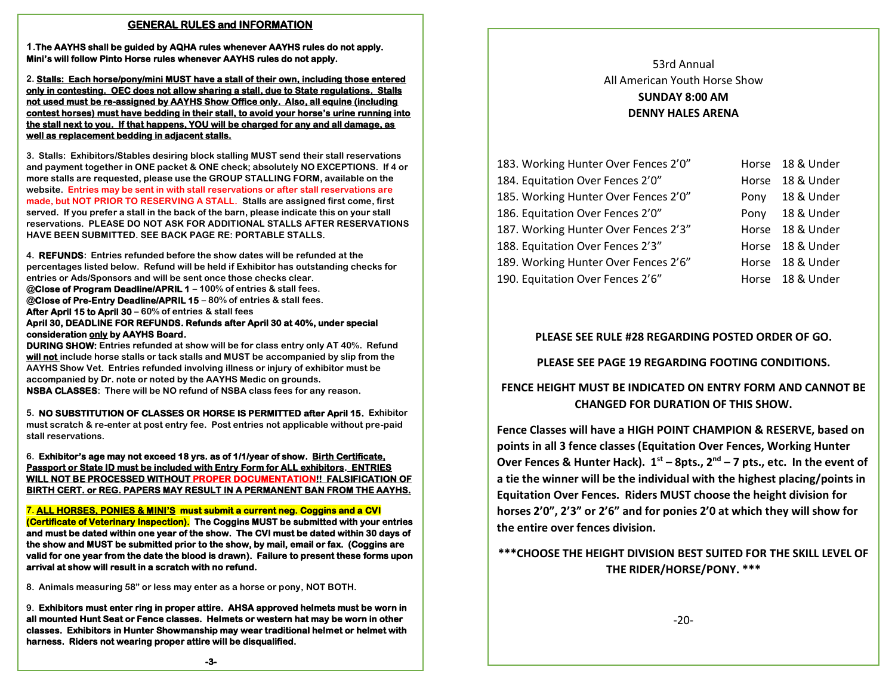## GENERAL RULES and INFORMATION

**1. The AAYHS shall be guided by AQHA rules whenever AAYHS rules do not apply. Mini's will follow Pinto Horse rules whenever AAYHS rules do not apply.**

**2. Stalls: Each horse/pony/mini MUST have a stall of their own, including those entered only in contesting. OEC does not allow sharing a stall, due to State regulations. Stalls not used must be re-assigned by AAYHS Show Office only. Also, all equine (including contest horses) must have bedding in their stall, to avoid your horse's urine running into the stall next to you. If that happens, YOU will be charged for any and all damage, as well as replacement bedding in adjacent stalls.**

**3. Stalls: Exhibitors/Stables desiring block stalling MUST send their stall reservations and payment together in ONE packet & ONE check; absolutely NO EXCEPTIONS. If 4 or more stalls are requested, please use the GROUP STALLING FORM, available on the website. Entries may be sent in with stall reservations or after stall reservations are made, but NOT PRIOR TO RESERVING A STALL. Stalls are assigned first come, first served. If you prefer a stall in the back of the barn, please indicate this on your stall reservations. PLEASE DO NOT ASK FOR ADDITIONAL STALLS AFTER RESERVATIONS HAVE BEEN SUBMITTED. SEE BACK PAGE RE: PORTABLE STALLS.**

**4. REFUNDS: Entries refunded before the show dates will be refunded at the percentages listed below. Refund will be held if Exhibitor has outstanding checks for entries or Ads/Sponsors and will be sent once those checks clear.**
**@Close of Program Deadline/APRIL 1 – 100% of entries & stall fees.**
**@Close of Pre-Entry Deadline/APRIL 15 – 80% of entries & stall fees.**
**After April 15 to April 30 – 60% of entries & stall fees**
**April 30, DEADLINE FOR REFUNDS. Refunds after April 30 at 40%, under special consideration only by AAYHS Board.**
**DURING SHOW: Entries refunded at show will be for class entry only AT 40%. Refund will not include horse stalls or tack stalls and MUST be accompanied by slip from the AAYHS Show Vet. Entries refunded involving illness or injury of exhibitor must be accompanied by Dr. note or noted by the AAYHS Medic on grounds.**
**NSBA CLASSES: There will be NO refund of NSBA class fees for any reason.**

**5. NO SUBSTITUTION OF CLASSES OR HORSE IS PERMITTED after April 15. Exhibitor must scratch & re-enter at post entry fee. Post entries not applicable without pre-paid stall reservations.**

**6. Exhibitor's age may not exceed 18 yrs. as of 1/1/year of show. Birth Certificate, Passport or State ID must be included with Entry Form for ALL exhibitors. ENTRIES WILL NOT BE PROCESSED WITHOUT PROPER DOCUMENTATION!! FALSIFICATION OF BIRTH CERT. or REG. PAPERS MAY RESULT IN A PERMANENT BAN FROM THE AAYHS.**

**7. ALL HORSES, PONIES & MINI'S must submit a current neg. Coggins and a CVI (Certificate of Veterinary Inspection). The Coggins MUST be submitted with your entries and must be dated within one year of the show. The CVI must be dated within 30 days of the show and MUST be submitted prior to the show, by mail, email or fax. (Coggins are valid for one year from the date the blood is drawn). Failure to present these forms upon arrival at show will result in a scratch with no refund.**

**8. Animals measuring 58" or less may enter as a horse or pony, NOT BOTH.**

**9. Exhibitors must enter ring in proper attire. AHSA approved helmets must be worn in all mounted Hunt Seat or Fence classes. Helmets or western hat may be worn in other classes. Exhibitors in Hunter Showmanship may wear traditional helmet or helmet with harness. Riders not wearing proper attire will be disqualified.**

53rd Annual
All American Youth Horse Show
**SUNDAY 8:00 AM**
**DENNY HALES ARENA**

| Class | | |
|---|---|---|
| 183. Working Hunter Over Fences 2'0" | Horse | 18 & Under |
| 184. Equitation Over Fences 2'0" | Horse | 18 & Under |
| 185. Working Hunter Over Fences 2'0" | Pony | 18 & Under |
| 186. Equitation Over Fences 2'0" | Pony | 18 & Under |
| 187. Working Hunter Over Fences 2'3" | Horse | 18 & Under |
| 188. Equitation Over Fences 2'3" | Horse | 18 & Under |
| 189. Working Hunter Over Fences 2'6" | Horse | 18 & Under |
| 190. Equitation Over Fences 2'6" | Horse | 18 & Under |

**PLEASE SEE RULE #28 REGARDING POSTED ORDER OF GO.**

**PLEASE SEE PAGE 19 REGARDING FOOTING CONDITIONS.**

**FENCE HEIGHT MUST BE INDICATED ON ENTRY FORM AND CANNOT BE CHANGED FOR DURATION OF THIS SHOW.**

**Fence Classes will have a HIGH POINT CHAMPION & RESERVE, based on points in all 3 fence classes (Equitation Over Fences, Working Hunter Over Fences & Hunter Hack). 1st – 8pts., 2nd – 7 pts., etc. In the event of a tie the winner will be the individual with the highest placing/points in Equitation Over Fences. Riders MUST choose the height division for horses 2'0", 2'3" or 2'6" and for ponies 2'0 at which they will show for the entire over fences division.**

**\*\*\*CHOOSE THE HEIGHT DIVISION BEST SUITED FOR THE SKILL LEVEL OF THE RIDER/HORSE/PONY. \*\*\***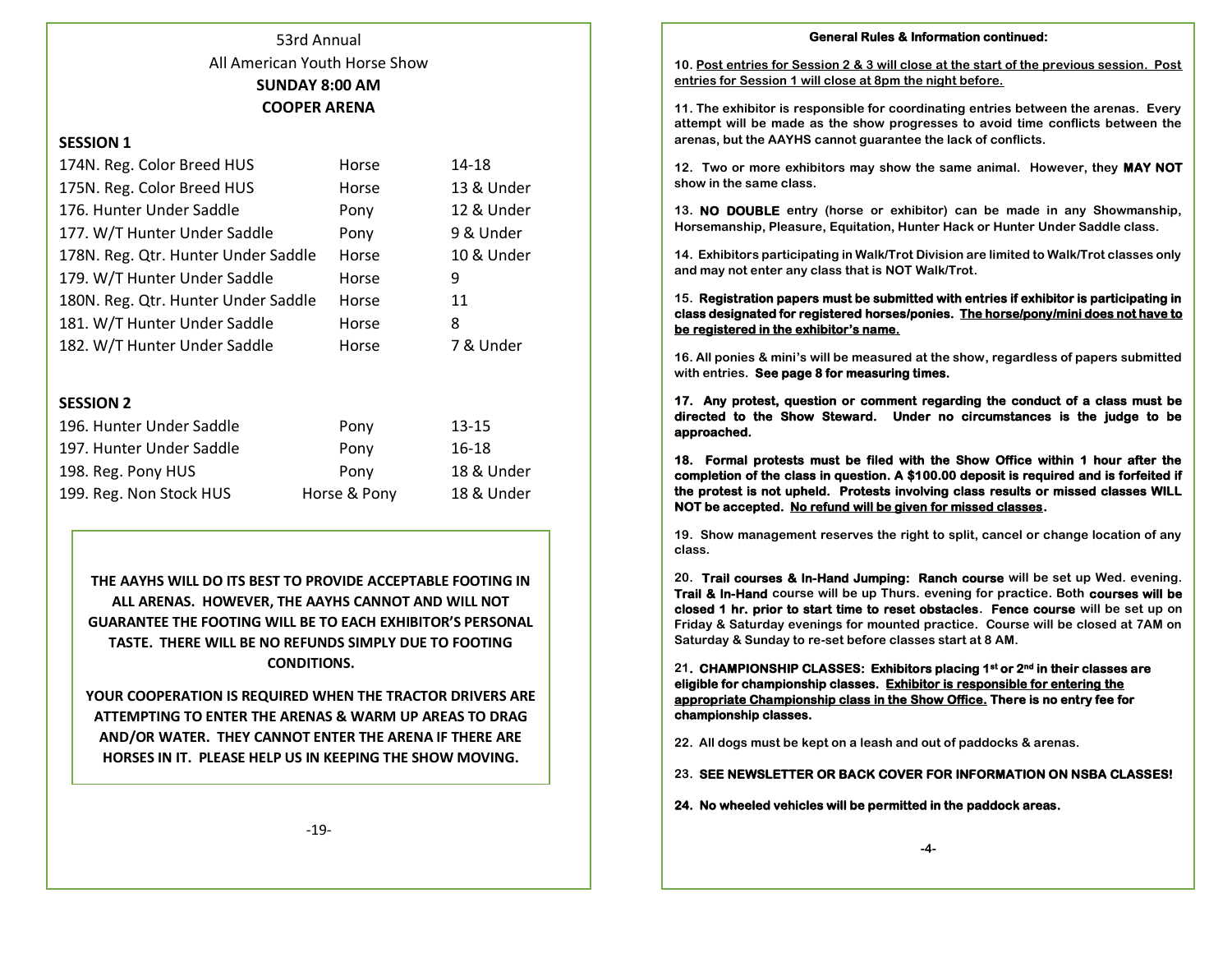53rd Annual

All American Youth Horse Show

**SUNDAY 8:00 AM**

**COOPER ARENA**

### SESSION 1

| Class | Type | Age |
|---|---|---|
| 174N. Reg. Color Breed HUS | Horse | 14-18 |
| 175N. Reg. Color Breed HUS | Horse | 13 & Under |
| 176. Hunter Under Saddle | Pony | 12 & Under |
| 177. W/T Hunter Under Saddle | Pony | 9 & Under |
| 178N. Reg. Qtr. Hunter Under Saddle | Horse | 10 & Under |
| 179. W/T Hunter Under Saddle | Horse | 9 |
| 180N. Reg. Qtr. Hunter Under Saddle | Horse | 11 |
| 181. W/T Hunter Under Saddle | Horse | 8 |
| 182. W/T Hunter Under Saddle | Horse | 7 & Under |

### SESSION 2

| Class | Type | Age |
|---|---|---|
| 196. Hunter Under Saddle | Pony | 13-15 |
| 197. Hunter Under Saddle | Pony | 16-18 |
| 198. Reg. Pony HUS | Pony | 18 & Under |
| 199. Reg. Non Stock HUS | Horse & Pony | 18 & Under |

**THE AAYHS WILL DO ITS BEST TO PROVIDE ACCEPTABLE FOOTING IN ALL ARENAS. HOWEVER, THE AAYHS CANNOT AND WILL NOT GUARANTEE THE FOOTING WILL BE TO EACH EXHIBITOR'S PERSONAL TASTE. THERE WILL BE NO REFUNDS SIMPLY DUE TO FOOTING CONDITIONS.**

**YOUR COOPERATION IS REQUIRED WHEN THE TRACTOR DRIVERS ARE ATTEMPTING TO ENTER THE ARENAS & WARM UP AREAS TO DRAG AND/OR WATER. THEY CANNOT ENTER THE ARENA IF THERE ARE HORSES IN IT. PLEASE HELP US IN KEEPING THE SHOW MOVING.**

**General Rules & Information continued:**

**10.** <u>**Post entries for Session 2 & 3 will close at the start of the previous session. Post entries for Session 1 will close at 8pm the night before.**</u>

**11. The exhibitor is responsible for coordinating entries between the arenas. Every attempt will be made as the show progresses to avoid time conflicts between the arenas, but the AAYHS cannot guarantee the lack of conflicts.**

**12. Two or more exhibitors may show the same animal. However, they MAY NOT show in the same class.**

**13. NO DOUBLE entry (horse or exhibitor) can be made in any Showmanship, Horsemanship, Pleasure, Equitation, Hunter Hack or Hunter Under Saddle class.**

**14. Exhibitors participating in Walk/Trot Division are limited to Walk/Trot classes only and may not enter any class that is NOT Walk/Trot.**

**15. Registration papers must be submitted with entries if exhibitor is participating in class designated for registered horses/ponies.** <u>**The horse/pony/mini does not have to be registered in the exhibitor's name.**</u>

**16. All ponies & mini's will be measured at the show, regardless of papers submitted with entries. See page 8 for measuring times.**

**17. Any protest, question or comment regarding the conduct of a class must be directed to the Show Steward. Under no circumstances is the judge to be approached.**

**18. Formal protests must be filed with the Show Office within 1 hour after the completion of the class in question. A $100.00 deposit is required and is forfeited if the protest is not upheld. Protests involving class results or missed classes WILL NOT be accepted.** <u>**No refund will be given for missed classes**</u>**.**

**19. Show management reserves the right to split, cancel or change location of any class.**

**20. Trail courses & In-Hand Jumping: Ranch course** will be set up Wed. evening. **Trail & In-Hand** course will be up Thurs. evening for practice. Both **courses will be closed 1 hr. prior to start time to reset obstacles**. **Fence course** will be set up on Friday & Saturday evenings for mounted practice. Course will be closed at 7AM on Saturday & Sunday to re-set before classes start at 8 AM.

**21. CHAMPIONSHIP CLASSES: Exhibitors placing 1st or 2nd in their classes are eligible for championship classes.** <u>**Exhibitor is responsible for entering the appropriate Championship class in the Show Office.**</u> **There is no entry fee for championship classes.**

**22. All dogs must be kept on a leash and out of paddocks & arenas.**

**23. SEE NEWSLETTER OR BACK COVER FOR INFORMATION ON NSBA CLASSES!**

**24. No wheeled vehicles will be permitted in the paddock areas.**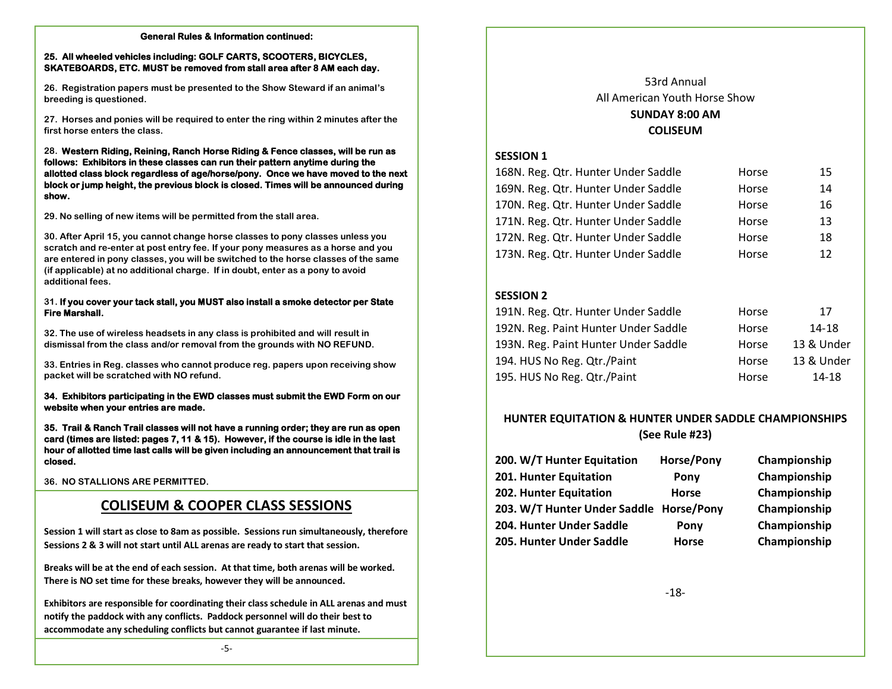**General Rules & Information continued:**

**25. All wheeled vehicles including: GOLF CARTS, SCOOTERS, BICYCLES, SKATEBOARDS, ETC. MUST be removed from stall area after 8 AM each day.**

26. Registration papers must be presented to the Show Steward if an animal's breeding is questioned.

27. Horses and ponies will be required to enter the ring within 2 minutes after the first horse enters the class.

28. **Western Riding, Reining, Ranch Horse Riding & Fence classes, will be run as follows: Exhibitors in these classes can run their pattern anytime during the allotted class block regardless of age/horse/pony. Once we have moved to the next block or jump height, the previous block is closed. Times will be announced during show.**

29. No selling of new items will be permitted from the stall area.

30. After April 15, you cannot change horse classes to pony classes unless you scratch and re-enter at post entry fee. If your pony measures as a horse and you are entered in pony classes, you will be switched to the horse classes of the same (if applicable) at no additional charge. If in doubt, enter as a pony to avoid additional fees.

31. **If you cover your tack stall, you MUST also install a smoke detector per State Fire Marshall.**

32. The use of wireless headsets in any class is prohibited and will result in dismissal from the class and/or removal from the grounds with NO REFUND.

33. Entries in Reg. classes who cannot produce reg. papers upon receiving show packet will be scratched with NO refund.

**34. Exhibitors participating in the EWD classes must submit the EWD Form on our website when your entries are made.**

**35. Trail & Ranch Trail classes will not have a running order; they are run as open card (times are listed: pages 7, 11 & 15). However, if the course is idle in the last hour of allotted time last calls will be given including an announcement that trail is closed.**

36. NO STALLIONS ARE PERMITTED.

## COLISEUM & COOPER CLASS SESSIONS

**Session 1 will start as close to 8am as possible. Sessions run simultaneously, therefore Sessions 2 & 3 will not start until ALL arenas are ready to start that session.**

**Breaks will be at the end of each session. At that time, both arenas will be worked. There is NO set time for these breaks, however they will be announced.**

**Exhibitors are responsible for coordinating their class schedule in ALL arenas and must notify the paddock with any conflicts. Paddock personnel will do their best to accommodate any scheduling conflicts but cannot guarantee if last minute.**

53rd Annual
All American Youth Horse Show
**SUNDAY 8:00 AM**
**COLISEUM**

### SESSION 1

| Class | Division | Age |
|---|---|---|
| 168N. Reg. Qtr. Hunter Under Saddle | Horse | 15 |
| 169N. Reg. Qtr. Hunter Under Saddle | Horse | 14 |
| 170N. Reg. Qtr. Hunter Under Saddle | Horse | 16 |
| 171N. Reg. Qtr. Hunter Under Saddle | Horse | 13 |
| 172N. Reg. Qtr. Hunter Under Saddle | Horse | 18 |
| 173N. Reg. Qtr. Hunter Under Saddle | Horse | 12 |

### SESSION 2

| Class | Division | Age |
|---|---|---|
| 191N. Reg. Qtr. Hunter Under Saddle | Horse | 17 |
| 192N. Reg. Paint Hunter Under Saddle | Horse | 14-18 |
| 193N. Reg. Paint Hunter Under Saddle | Horse | 13 & Under |
| 194. HUS No Reg. Qtr./Paint | Horse | 13 & Under |
| 195. HUS No Reg. Qtr./Paint | Horse | 14-18 |

### HUNTER EQUITATION & HUNTER UNDER SADDLE CHAMPIONSHIPS (See Rule #23)

| Class | Division | Type |
|---|---|---|
| **200. W/T Hunter Equitation** | **Horse/Pony** | **Championship** |
| **201. Hunter Equitation** | **Pony** | **Championship** |
| **202. Hunter Equitation** | **Horse** | **Championship** |
| **203. W/T Hunter Under Saddle** | **Horse/Pony** | **Championship** |
| **204. Hunter Under Saddle** | **Pony** | **Championship** |
| **205. Hunter Under Saddle** | **Horse** | **Championship** |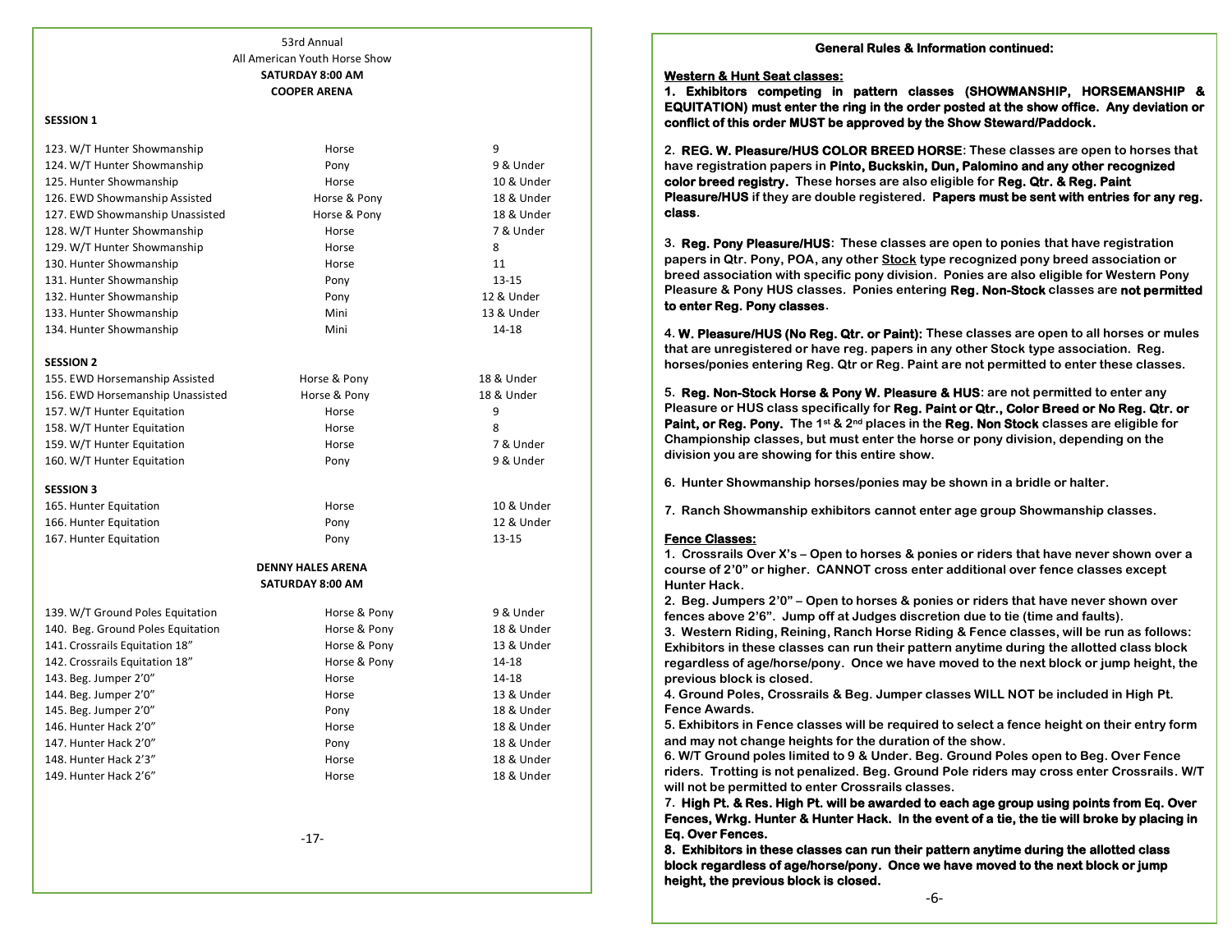53rd Annual
All American Youth Horse Show
**SATURDAY 8:00 AM**
**COOPER ARENA**

**SESSION 1**

| Class | Division | Age |
|---|---|---|
| 123. W/T Hunter Showmanship | Horse | 9 |
| 124. W/T Hunter Showmanship | Pony | 9 & Under |
| 125. Hunter Showmanship | Horse | 10 & Under |
| 126. EWD Showmanship Assisted | Horse & Pony | 18 & Under |
| 127. EWD Showmanship Unassisted | Horse & Pony | 18 & Under |
| 128. W/T Hunter Showmanship | Horse | 7 & Under |
| 129. W/T Hunter Showmanship | Horse | 8 |
| 130. Hunter Showmanship | Horse | 11 |
| 131. Hunter Showmanship | Pony | 13-15 |
| 132. Hunter Showmanship | Pony | 12 & Under |
| 133. Hunter Showmanship | Mini | 13 & Under |
| 134. Hunter Showmanship | Mini | 14-18 |

**SESSION 2**

| Class | Division | Age |
|---|---|---|
| 155. EWD Horsemanship Assisted | Horse & Pony | 18 & Under |
| 156. EWD Horsemanship Unassisted | Horse & Pony | 18 & Under |
| 157. W/T Hunter Equitation | Horse | 9 |
| 158. W/T Hunter Equitation | Horse | 8 |
| 159. W/T Hunter Equitation | Horse | 7 & Under |
| 160. W/T Hunter Equitation | Pony | 9 & Under |

**SESSION 3**

| Class | Division | Age |
|---|---|---|
| 165. Hunter Equitation | Horse | 10 & Under |
| 166. Hunter Equitation | Pony | 12 & Under |
| 167. Hunter Equitation | Pony | 13-15 |

**DENNY HALES ARENA**
**SATURDAY 8:00 AM**

| Class | Division | Age |
|---|---|---|
| 139. W/T Ground Poles Equitation | Horse & Pony | 9 & Under |
| 140. Beg. Ground Poles Equitation | Horse & Pony | 18 & Under |
| 141. Crossrails Equitation 18" | Horse & Pony | 13 & Under |
| 142. Crossrails Equitation 18" | Horse & Pony | 14-18 |
| 143. Beg. Jumper 2'0" | Horse | 14-18 |
| 144. Beg. Jumper 2'0" | Horse | 13 & Under |
| 145. Beg. Jumper 2'0" | Pony | 18 & Under |
| 146. Hunter Hack 2'0" | Horse | 18 & Under |
| 147. Hunter Hack 2'0" | Pony | 18 & Under |
| 148. Hunter Hack 2'3" | Horse | 18 & Under |
| 149. Hunter Hack 2'6" | Horse | 18 & Under |

**General Rules & Information continued:**

**Western & Hunt Seat classes:**

**1. Exhibitors competing in pattern classes (SHOWMANSHIP, HORSEMANSHIP & EQUITATION) must enter the ring in the order posted at the show office. Any deviation or conflict of this order MUST be approved by the Show Steward/Paddock.**

**2. REG. W. Pleasure/HUS COLOR BREED HORSE: These classes are open to horses that have registration papers in Pinto, Buckskin, Dun, Palomino and any other recognized color breed registry. These horses are also eligible for Reg. Qtr. & Reg. Paint Pleasure/HUS if they are double registered. Papers must be sent with entries for any reg. class.**

**3. Reg. Pony Pleasure/HUS: These classes are open to ponies that have registration papers in Qtr. Pony, POA, any other Stock type recognized pony breed association or breed association with specific pony division. Ponies are also eligible for Western Pony Pleasure & Pony HUS classes. Ponies entering Reg. Non-Stock classes are not permitted to enter Reg. Pony classes.**

**4. W. Pleasure/HUS (No Reg. Qtr. or Paint): These classes are open to all horses or mules that are unregistered or have reg. papers in any other Stock type association. Reg. horses/ponies entering Reg. Qtr or Reg. Paint are not permitted to enter these classes.**

**5. Reg. Non-Stock Horse & Pony W. Pleasure & HUS: are not permitted to enter any Pleasure or HUS class specifically for Reg. Paint or Qtr., Color Breed or No Reg. Qtr. or Paint, or Reg. Pony. The 1st & 2nd places in the Reg. Non Stock classes are eligible for Championship classes, but must enter the horse or pony division, depending on the division you are showing for this entire show.**

**6. Hunter Showmanship horses/ponies may be shown in a bridle or halter.**

**7. Ranch Showmanship exhibitors cannot enter age group Showmanship classes.**

**Fence Classes:**

**1. Crossrails Over X's – Open to horses & ponies or riders that have never shown over a course of 2'0" or higher. CANNOT cross enter additional over fence classes except Hunter Hack.**
**2. Beg. Jumpers 2'0" – Open to horses & ponies or riders that have never shown over fences above 2'6". Jump off at Judges discretion due to tie (time and faults).**
**3. Western Riding, Reining, Ranch Horse Riding & Fence classes, will be run as follows: Exhibitors in these classes can run their pattern anytime during the allotted class block regardless of age/horse/pony. Once we have moved to the next block or jump height, the previous block is closed.**
**4. Ground Poles, Crossrails & Beg. Jumper classes WILL NOT be included in High Pt. Fence Awards.**
**5. Exhibitors in Fence classes will be required to select a fence height on their entry form and may not change heights for the duration of the show.**
**6. W/T Ground poles limited to 9 & Under. Beg. Ground Poles open to Beg. Over Fence riders. Trotting is not penalized. Beg. Ground Pole riders may cross enter Crossrails. W/T will not be permitted to enter Crossrails classes.**
**7. High Pt. & Res. High Pt. will be awarded to each age group using points from Eq. Over Fences, Wrkg. Hunter & Hunter Hack. In the event of a tie, the tie will broke by placing in Eq. Over Fences.**
**8. Exhibitors in these classes can run their pattern anytime during the allotted class block regardless of age/horse/pony. Once we have moved to the next block or jump height, the previous block is closed.**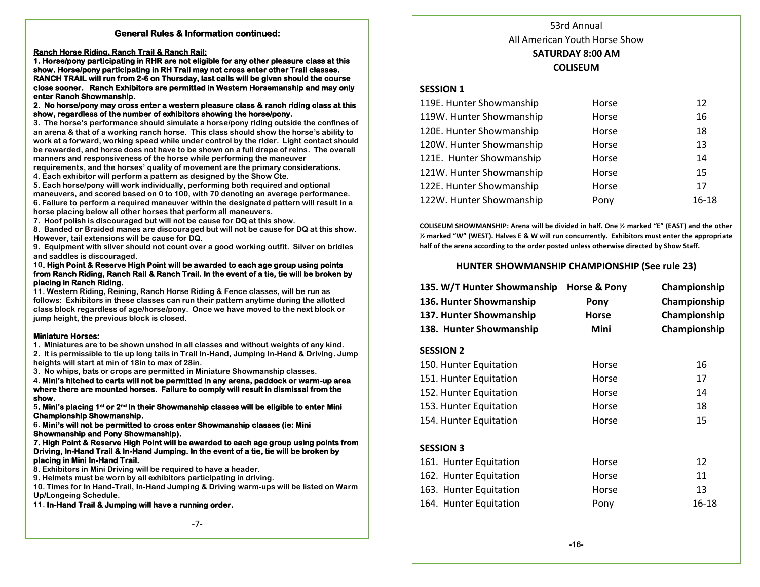### General Rules & Information continued:

**Ranch Horse Riding, Ranch Trail & Ranch Rail:**

**1. Horse/pony participating in RHR are not eligible for any other pleasure class at this show. Horse/pony participating in RH Trail may not cross enter other Trail classes. RANCH TRAIL will run from 2-6 on Thursday, last calls will be given should the course close sooner. Ranch Exhibitors are permitted in Western Horsemanship and may only enter Ranch Showmanship.**

**2. No horse/pony may cross enter a western pleasure class & ranch riding class at this show, regardless of the number of exhibitors showing the horse/pony.**

3. The horse's performance should simulate a horse/pony riding outside the confines of an arena & that of a working ranch horse. This class should show the horse's ability to work at a forward, working speed while under control by the rider. Light contact should be rewarded, and horse does not have to be shown on a full drape of reins. The overall manners and responsiveness of the horse while performing the maneuver requirements, and the horses' quality of movement are the primary considerations.

4. Each exhibitor will perform a pattern as designed by the Show Cte.

5. Each horse/pony will work individually, performing both required and optional maneuvers, and scored based on 0 to 100, with 70 denoting an average performance.

6. Failure to perform a required maneuver within the designated pattern will result in a horse placing below all other horses that perform all maneuvers.

7. Hoof polish is discouraged but will not be cause for DQ at this show.

8. Banded or Braided manes are discouraged but will not be cause for DQ at this show. However, tail extensions will be cause for DQ.

9. Equipment with silver should not count over a good working outfit. Silver on bridles and saddles is discouraged.

**10. High Point & Reserve High Point will be awarded to each age group using points from Ranch Riding, Ranch Rail & Ranch Trail. In the event of a tie, tie will be broken by placing in Ranch Riding.**

11. Western Riding, Reining, Ranch Horse Riding & Fence classes, will be run as follows: Exhibitors in these classes can run their pattern anytime during the allotted class block regardless of age/horse/pony. Once we have moved to the next block or jump height, the previous block is closed.

**Miniature Horses:**

1. Miniatures are to be shown unshod in all classes and without weights of any kind.

2. It is permissible to tie up long tails in Trail In-Hand, Jumping In-Hand & Driving. Jump heights will start at min of 18in to max of 28in.

3. No whips, bats or crops are permitted in Miniature Showmanship classes.

4. **Mini's hitched to carts will not be permitted in any arena, paddock or warm-up area where there are mounted horses. Failure to comply will result in dismissal from the show.**

5. **Mini's placing 1st or 2nd in their Showmanship classes will be eligible to enter Mini Championship Showmanship.**

6. **Mini's will not be permitted to cross enter Showmanship classes (ie: Mini Showmanship and Pony Showmanship).**

**7. High Point & Reserve High Point will be awarded to each age group using points from Driving, In-Hand Trail & In-Hand Jumping. In the event of a tie, tie will be broken by placing in Mini In-Hand Trail.**

8. Exhibitors in Mini Driving will be required to have a header.

9. Helmets must be worn by all exhibitors participating in driving.

10. Times for In Hand-Trail, In-Hand Jumping & Driving warm-ups will be listed on Warm Up/Longeing Schedule.

11. **In-Hand Trail & Jumping will have a running order.**

53rd Annual
All American Youth Horse Show
**SATURDAY 8:00 AM**
**COLISEUM**

**SESSION 1**

| | | |
|---|---|---|
| 119E. Hunter Showmanship | Horse | 12 |
| 119W. Hunter Showmanship | Horse | 16 |
| 120E. Hunter Showmanship | Horse | 18 |
| 120W. Hunter Showmanship | Horse | 13 |
| 121E. Hunter Showmanship | Horse | 14 |
| 121W. Hunter Showmanship | Horse | 15 |
| 122E. Hunter Showmanship | Horse | 17 |
| 122W. Hunter Showmanship | Pony | 16-18 |

**COLISEUM SHOWMANSHIP: Arena will be divided in half. One ½ marked "E" (EAST) and the other ½ marked "W" (WEST). Halves E & W will run concurrently. Exhibitors must enter the appropriate half of the arena according to the order posted unless otherwise directed by Show Staff.**

**HUNTER SHOWMANSHIP CHAMPIONSHIP (See rule 23)**

| | | |
|---|---|---|
| **135. W/T Hunter Showmanship** | **Horse & Pony** | **Championship** |
| **136. Hunter Showmanship** | **Pony** | **Championship** |
| **137. Hunter Showmanship** | **Horse** | **Championship** |
| **138. Hunter Showmanship** | **Mini** | **Championship** |

**SESSION 2**

| | | |
|---|---|---|
| 150. Hunter Equitation | Horse | 16 |
| 151. Hunter Equitation | Horse | 17 |
| 152. Hunter Equitation | Horse | 14 |
| 153. Hunter Equitation | Horse | 18 |
| 154. Hunter Equitation | Horse | 15 |

**SESSION 3**

| | | |
|---|---|---|
| 161. Hunter Equitation | Horse | 12 |
| 162. Hunter Equitation | Horse | 11 |
| 163. Hunter Equitation | Horse | 13 |
| 164. Hunter Equitation | Pony | 16-18 |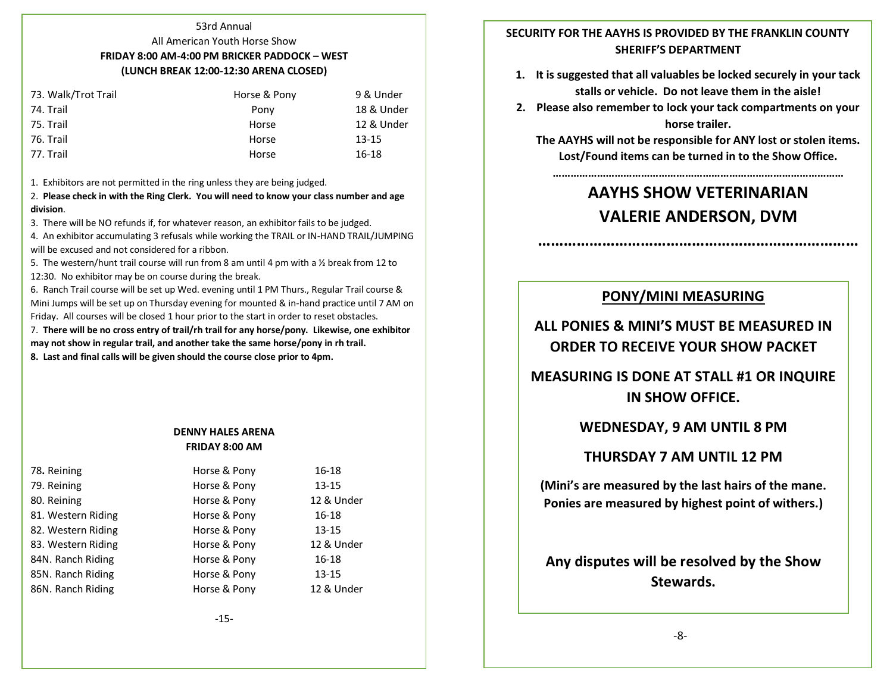53rd Annual

All American Youth Horse Show

**FRIDAY 8:00 AM-4:00 PM BRICKER PADDOCK – WEST**

**(LUNCH BREAK 12:00-12:30 ARENA CLOSED)**

| Class | Division | Age |
|---|---|---|
| 73. Walk/Trot Trail | Horse & Pony | 9 & Under |
| 74. Trail | Pony | 18 & Under |
| 75. Trail | Horse | 12 & Under |
| 76. Trail | Horse | 13-15 |
| 77. Trail | Horse | 16-18 |

1. Exhibitors are not permitted in the ring unless they are being judged.
2. **Please check in with the Ring Clerk. You will need to know your class number and age division**.
3. There will be NO refunds if, for whatever reason, an exhibitor fails to be judged.
4. An exhibitor accumulating 3 refusals while working the TRAIL or IN-HAND TRAIL/JUMPING will be excused and not considered for a ribbon.
5. The western/hunt trail course will run from 8 am until 4 pm with a ½ break from 12 to 12:30. No exhibitor may be on course during the break.
6. Ranch Trail course will be set up Wed. evening until 1 PM Thurs., Regular Trail course & Mini Jumps will be set up on Thursday evening for mounted & in-hand practice until 7 AM on Friday. All courses will be closed 1 hour prior to the start in order to reset obstacles.
7. **There will be no cross entry of trail/rh trail for any horse/pony. Likewise, one exhibitor may not show in regular trail, and another take the same horse/pony in rh trail.**
8. **Last and final calls will be given should the course close prior to 4pm.**

**DENNY HALES ARENA**

**FRIDAY 8:00 AM**

| Class | Division | Age |
|---|---|---|
| 78**.** Reining | Horse & Pony | 16-18 |
| 79. Reining | Horse & Pony | 13-15 |
| 80. Reining | Horse & Pony | 12 & Under |
| 81. Western Riding | Horse & Pony | 16-18 |
| 82. Western Riding | Horse & Pony | 13-15 |
| 83. Western Riding | Horse & Pony | 12 & Under |
| 84N. Ranch Riding | Horse & Pony | 16-18 |
| 85N. Ranch Riding | Horse & Pony | 13-15 |
| 86N. Ranch Riding | Horse & Pony | 12 & Under |

**SECURITY FOR THE AAYHS IS PROVIDED BY THE FRANKLIN COUNTY SHERIFF'S DEPARTMENT**

1. **It is suggested that all valuables be locked securely in your tack stalls or vehicle. Do not leave them in the aisle!**
2. **Please also remember to lock your tack compartments on your horse trailer.**

**The AAYHS will not be responsible for ANY lost or stolen items. Lost/Found items can be turned in to the Show Office.**

……………………………………………………………………………………

## AAYHS SHOW VETERINARIAN
## VALERIE ANDERSON, DVM

…………………………………………………………………

## PONY/MINI MEASURING

**ALL PONIES & MINI'S MUST BE MEASURED IN ORDER TO RECEIVE YOUR SHOW PACKET**

**MEASURING IS DONE AT STALL #1 OR INQUIRE IN SHOW OFFICE.**

**WEDNESDAY, 9 AM UNTIL 8 PM**

**THURSDAY 7 AM UNTIL 12 PM**

**(Mini's are measured by the last hairs of the mane. Ponies are measured by highest point of withers.)**

**Any disputes will be resolved by the Show Stewards.**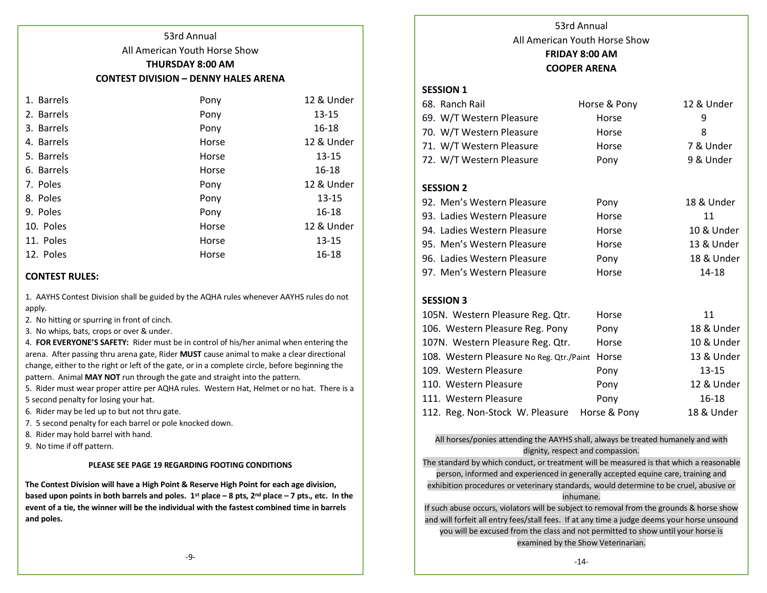# 53rd Annual
# All American Youth Horse Show
## THURSDAY 8:00 AM
## CONTEST DIVISION – DENNY HALES ARENA

| Class | Type | Age |
|---|---|---|
| 1. Barrels | Pony | 12 & Under |
| 2. Barrels | Pony | 13-15 |
| 3. Barrels | Pony | 16-18 |
| 4. Barrels | Horse | 12 & Under |
| 5. Barrels | Horse | 13-15 |
| 6. Barrels | Horse | 16-18 |
| 7. Poles | Pony | 12 & Under |
| 8. Poles | Pony | 13-15 |
| 9. Poles | Pony | 16-18 |
| 10. Poles | Horse | 12 & Under |
| 11. Poles | Horse | 13-15 |
| 12. Poles | Horse | 16-18 |

### CONTEST RULES:

1. AAYHS Contest Division shall be guided by the AQHA rules whenever AAYHS rules do not apply.
2. No hitting or spurring in front of cinch.
3. No whips, bats, crops or over & under.
4. **FOR EVERYONE'S SAFETY:** Rider must be in control of his/her animal when entering the arena. After passing thru arena gate, Rider **MUST** cause animal to make a clear directional change, either to the right or left of the gate, or in a complete circle, before beginning the pattern. Animal **MAY NOT** run through the gate and straight into the pattern.
5. Rider must wear proper attire per AQHA rules. Western Hat, Helmet or no hat. There is a 5 second penalty for losing your hat.
6. Rider may be led up to but not thru gate.
7. 5 second penalty for each barrel or pole knocked down.
8. Rider may hold barrel with hand.
9. No time if off pattern.

**PLEASE SEE PAGE 19 REGARDING FOOTING CONDITIONS**

**The Contest Division will have a High Point & Reserve High Point for each age division, based upon points in both barrels and poles. 1st place – 8 pts, 2nd place – 7 pts., etc. In the event of a tie, the winner will be the individual with the fastest combined time in barrels and poles.**

# 53rd Annual
# All American Youth Horse Show
## FRIDAY 8:00 AM
## COOPER ARENA

### SESSION 1

| Class | Type | Age |
|---|---|---|
| 68. Ranch Rail | Horse & Pony | 12 & Under |
| 69. W/T Western Pleasure | Horse | 9 |
| 70. W/T Western Pleasure | Horse | 8 |
| 71. W/T Western Pleasure | Horse | 7 & Under |
| 72. W/T Western Pleasure | Pony | 9 & Under |

### SESSION 2

| Class | Type | Age |
|---|---|---|
| 92. Men's Western Pleasure | Pony | 18 & Under |
| 93. Ladies Western Pleasure | Horse | 11 |
| 94. Ladies Western Pleasure | Horse | 10 & Under |
| 95. Men's Western Pleasure | Horse | 13 & Under |
| 96. Ladies Western Pleasure | Pony | 18 & Under |
| 97. Men's Western Pleasure | Horse | 14-18 |

### SESSION 3

| Class | Type | Age |
|---|---|---|
| 105N. Western Pleasure Reg. Qtr. | Horse | 11 |
| 106. Western Pleasure Reg. Pony | Pony | 18 & Under |
| 107N. Western Pleasure Reg. Qtr. | Horse | 10 & Under |
| 108. Western Pleasure No Reg. Qtr./Paint | Horse | 13 & Under |
| 109. Western Pleasure | Pony | 13-15 |
| 110. Western Pleasure | Pony | 12 & Under |
| 111. Western Pleasure | Pony | 16-18 |
| 112. Reg. Non-Stock W. Pleasure | Horse & Pony | 18 & Under |

All horses/ponies attending the AAYHS shall, always be treated humanely and with dignity, respect and compassion.

The standard by which conduct, or treatment will be measured is that which a reasonable person, informed and experienced in generally accepted equine care, training and exhibition procedures or veterinary standards, would determine to be cruel, abusive or inhumane.

If such abuse occurs, violators will be subject to removal from the grounds & horse show and will forfeit all entry fees/stall fees. If at any time a judge deems your horse unsound you will be excused from the class and not permitted to show until your horse is examined by the Show Veterinarian.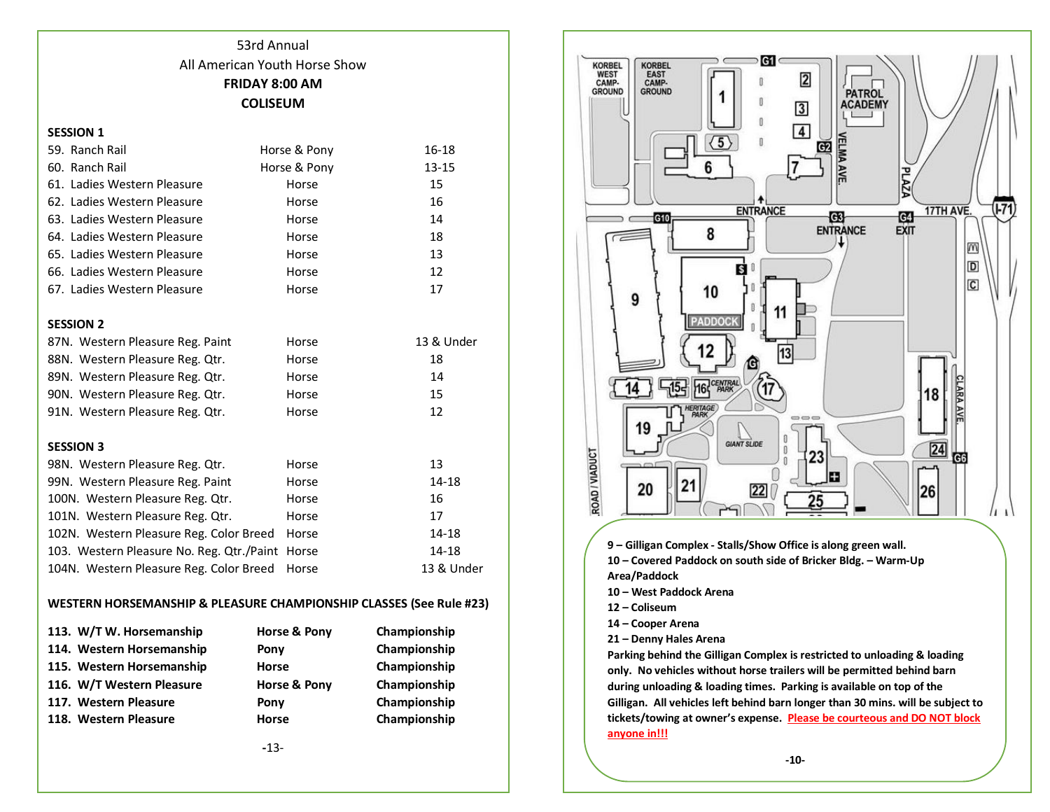53rd Annual

All American Youth Horse Show

**FRIDAY 8:00 AM**

**COLISEUM**

**SESSION 1**

| | | |
|---|---|---|
| 59. Ranch Rail | Horse & Pony | 16-18 |
| 60. Ranch Rail | Horse & Pony | 13-15 |
| 61. Ladies Western Pleasure | Horse | 15 |
| 62. Ladies Western Pleasure | Horse | 16 |
| 63. Ladies Western Pleasure | Horse | 14 |
| 64. Ladies Western Pleasure | Horse | 18 |
| 65. Ladies Western Pleasure | Horse | 13 |
| 66. Ladies Western Pleasure | Horse | 12 |
| 67. Ladies Western Pleasure | Horse | 17 |

**SESSION 2**

| | | |
|---|---|---|
| 87N. Western Pleasure Reg. Paint | Horse | 13 & Under |
| 88N. Western Pleasure Reg. Qtr. | Horse | 18 |
| 89N. Western Pleasure Reg. Qtr. | Horse | 14 |
| 90N. Western Pleasure Reg. Qtr. | Horse | 15 |
| 91N. Western Pleasure Reg. Qtr. | Horse | 12 |

**SESSION 3**

| | | |
|---|---|---|
| 98N. Western Pleasure Reg. Qtr. | Horse | 13 |
| 99N. Western Pleasure Reg. Paint | Horse | 14-18 |
| 100N. Western Pleasure Reg. Qtr. | Horse | 16 |
| 101N. Western Pleasure Reg. Qtr. | Horse | 17 |
| 102N. Western Pleasure Reg. Color Breed | Horse | 14-18 |
| 103. Western Pleasure No. Reg. Qtr./Paint | Horse | 14-18 |
| 104N. Western Pleasure Reg. Color Breed | Horse | 13 & Under |

**WESTERN HORSEMANSHIP & PLEASURE CHAMPIONSHIP CLASSES (See Rule #23)**

| | | |
|---|---|---|
| **113. W/T W. Horsemanship** | **Horse & Pony** | **Championship** |
| **114. Western Horsemanship** | **Pony** | **Championship** |
| **115. Western Horsemanship** | **Horse** | **Championship** |
| **116. W/T Western Pleasure** | **Horse & Pony** | **Championship** |
| **117. Western Pleasure** | **Pony** | **Championship** |
| **118. Western Pleasure** | **Horse** | **Championship** |

**9 – Gilligan Complex - Stalls/Show Office is along green wall.**
**10 – Covered Paddock on south side of Bricker Bldg. – Warm-Up Area/Paddock**
**10 – West Paddock Arena**
**12 – Coliseum**
**14 – Cooper Arena**
**21 – Denny Hales Arena**
**Parking behind the Gilligan Complex is restricted to unloading & loading only. No vehicles without horse trailers will be permitted behind barn during unloading & loading times. Parking is available on top of the Gilligan. All vehicles left behind barn longer than 30 mins. will be subject to tickets/towing at owner's expense. Please be courteous and DO NOT block anyone in!!!**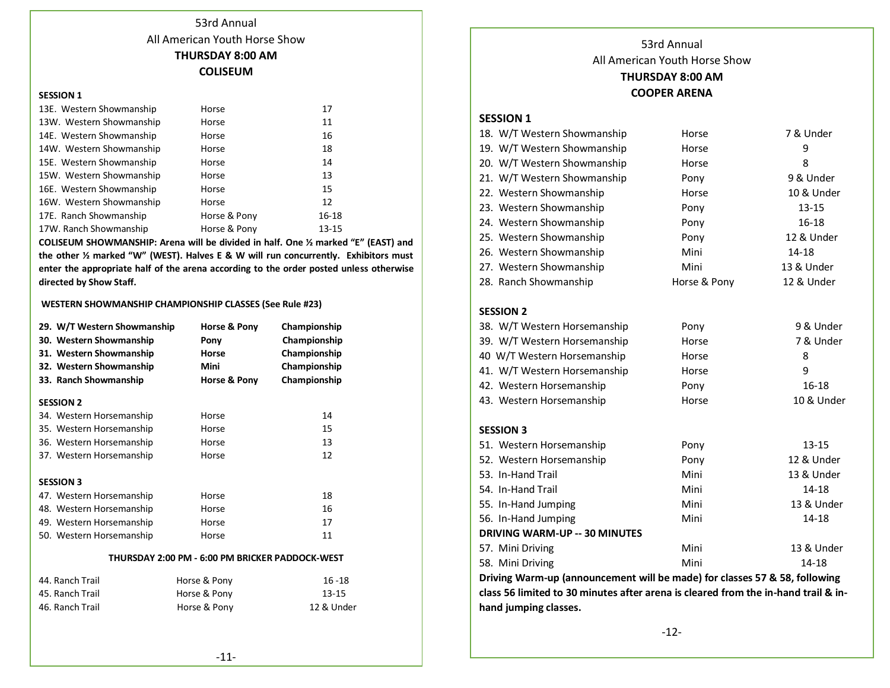53rd Annual

All American Youth Horse Show

**THURSDAY 8:00 AM**

**COLISEUM**

**SESSION 1**

| | | |
|---|---|---|
| 13E. Western Showmanship | Horse | 17 |
| 13W. Western Showmanship | Horse | 11 |
| 14E. Western Showmanship | Horse | 16 |
| 14W. Western Showmanship | Horse | 18 |
| 15E. Western Showmanship | Horse | 14 |
| 15W. Western Showmanship | Horse | 13 |
| 16E. Western Showmanship | Horse | 15 |
| 16W. Western Showmanship | Horse | 12 |
| 17E. Ranch Showmanship | Horse & Pony | 16-18 |
| 17W. Ranch Showmanship | Horse & Pony | 13-15 |

**COLISEUM SHOWMANSHIP: Arena will be divided in half. One ½ marked "E" (EAST) and the other ½ marked "W" (WEST). Halves E & W will run concurrently. Exhibitors must enter the appropriate half of the arena according to the order posted unless otherwise directed by Show Staff.**

**WESTERN SHOWMANSHIP CHAMPIONSHIP CLASSES (See Rule #23)**

| | | |
|---|---|---|
| **29. W/T Western Showmanship** | **Horse & Pony** | **Championship** |
| **30. Western Showmanship** | **Pony** | **Championship** |
| **31. Western Showmanship** | **Horse** | **Championship** |
| **32. Western Showmanship** | **Mini** | **Championship** |
| **33. Ranch Showmanship** | **Horse & Pony** | **Championship** |

**SESSION 2**

| | | |
|---|---|---|
| 34. Western Horsemanship | Horse | 14 |
| 35. Western Horsemanship | Horse | 15 |
| 36. Western Horsemanship | Horse | 13 |
| 37. Western Horsemanship | Horse | 12 |

**SESSION 3**

| | | |
|---|---|---|
| 47. Western Horsemanship | Horse | 18 |
| 48. Western Horsemanship | Horse | 16 |
| 49. Western Horsemanship | Horse | 17 |
| 50. Western Horsemanship | Horse | 11 |

**THURSDAY 2:00 PM - 6:00 PM BRICKER PADDOCK-WEST**

| | | |
|---|---|---|
| 44. Ranch Trail | Horse & Pony | 16 -18 |
| 45. Ranch Trail | Horse & Pony | 13-15 |
| 46. Ranch Trail | Horse & Pony | 12 & Under |

53rd Annual

All American Youth Horse Show

**THURSDAY 8:00 AM**

**COOPER ARENA**

**SESSION 1**

| | | |
|---|---|---|
| 18. W/T Western Showmanship | Horse | 7 & Under |
| 19. W/T Western Showmanship | Horse | 9 |
| 20. W/T Western Showmanship | Horse | 8 |
| 21. W/T Western Showmanship | Pony | 9 & Under |
| 22. Western Showmanship | Horse | 10 & Under |
| 23. Western Showmanship | Pony | 13-15 |
| 24. Western Showmanship | Pony | 16-18 |
| 25. Western Showmanship | Pony | 12 & Under |
| 26. Western Showmanship | Mini | 14-18 |
| 27. Western Showmanship | Mini | 13 & Under |
| 28. Ranch Showmanship | Horse & Pony | 12 & Under |

**SESSION 2**

| | | |
|---|---|---|
| 38. W/T Western Horsemanship | Pony | 9 & Under |
| 39. W/T Western Horsemanship | Horse | 7 & Under |
| 40 W/T Western Horsemanship | Horse | 8 |
| 41. W/T Western Horsemanship | Horse | 9 |
| 42. Western Horsemanship | Pony | 16-18 |
| 43. Western Horsemanship | Horse | 10 & Under |

**SESSION 3**

| | | |
|---|---|---|
| 51. Western Horsemanship | Pony | 13-15 |
| 52. Western Horsemanship | Pony | 12 & Under |
| 53. In-Hand Trail | Mini | 13 & Under |
| 54. In-Hand Trail | Mini | 14-18 |
| 55. In-Hand Jumping | Mini | 13 & Under |
| 56. In-Hand Jumping | Mini | 14-18 |
| **DRIVING WARM-UP -- 30 MINUTES** | | |
| 57. Mini Driving | Mini | 13 & Under |
| 58. Mini Driving | Mini | 14-18 |

**Driving Warm-up (announcement will be made) for classes 57 & 58, following class 56 limited to 30 minutes after arena is cleared from the in-hand trail & in-hand jumping classes.**